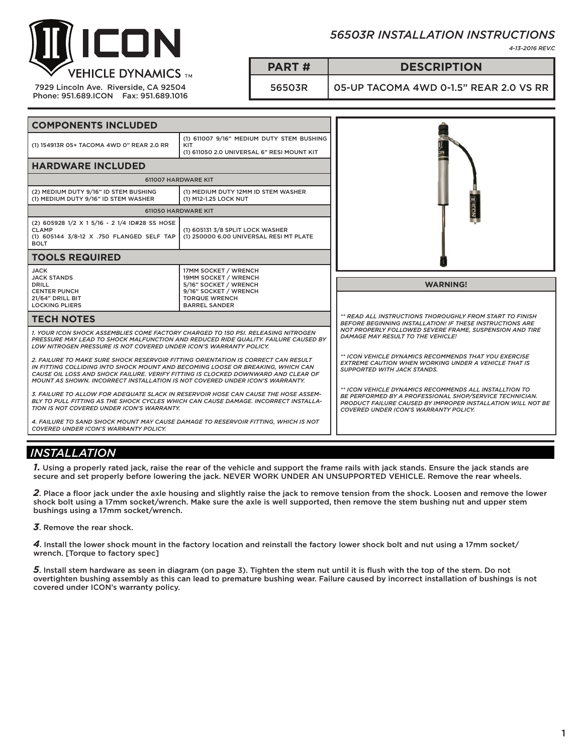# ICON VEHICLE DYNAMICS

7929 Lincoln Ave. Riverside, CA 92504
Phone: 951.689.ICON Fax: 951.689.1016

## *56503R INSTALLATION INSTRUCTIONS*

*4-13-2016 REV.C*

| PART # | DESCRIPTION |
|---|---|
| 56503R | 05-UP TACOMA 4WD 0-1.5" REAR 2.0 VS RR |

## COMPONENTS INCLUDED

| | |
|---|---|
| (1) 154913R 05+ TACOMA 4WD 0" REAR 2.0 RR | (1) 611007 9/16" MEDIUM DUTY STEM BUSHING KIT<br>(1) 611050 2.0 UNIVERSAL 6" RESI MOUNT KIT |

## HARDWARE INCLUDED

| 611007 HARDWARE KIT | |
|---|---|
| (2) MEDIUM DUTY 9/16" ID STEM BUSHING<br>(1) MEDIUM DUTY 9/16" ID STEM WASHER | (1) MEDIUM DUTY 12MM ID STEM WASHER<br>(1) M12-1.25 LOCK NUT |

| 611050 HARDWARE KIT | |
|---|---|
| (2) 605928 1/2 X 1 5/16 - 2 1/4 ID#28 SS HOSE CLAMP<br>(1) 605144 3/8-12 X .750 FLANGED SELF TAP BOLT | (1) 605131 3/8 SPLIT LOCK WASHER<br>(1) 250000 6.00 UNIVERSAL RESI MT PLATE |

## TOOLS REQUIRED

| | |
|---|---|
| JACK<br>JACK STANDS<br>DRILL<br>CENTER PUNCH<br>21/64" DRILL BIT<br>LOCKING PLIERS | 17MM SOCKET / WRENCH<br>19MM SOCKET / WRENCH<br>5/16" SOCKET / WRENCH<br>9/16" SOCKET / WRENCH<br>TORQUE WRENCH<br>BARREL SANDER |

## TECH NOTES

*1. YOUR ICON SHOCK ASSEMBLIES COME FACTORY CHARGED TO 150 PSI. RELEASING NITROGEN PRESSURE MAY LEAD TO SHOCK MALFUNCTION AND REDUCED RIDE QUALITY. FAILURE CAUSED BY LOW NITROGEN PRESSURE IS NOT COVERED UNDER ICON'S WARRANTY POLICY.*

*2. FAILURE TO MAKE SURE SHOCK RESERVOIR FITTING ORIENTATION IS CORRECT CAN RESULT IN FITTING COLLIDING INTO SHOCK MOUNT AND BECOMING LOOSE OR BREAKING, WHICH CAN CAUSE OIL LOSS AND SHOCK FAILURE. VERIFY FITTING IS CLOCKED DOWNWARD AND CLEAR OF MOUNT AS SHOWN. INCORRECT INSTALLATION IS NOT COVERED UNDER ICON'S WARRANTY.*

*3. FAILURE TO ALLOW FOR ADEQUATE SLACK IN RESERVOIR HOSE CAN CAUSE THE HOSE ASSEMBLY TO PULL FITTING AS THE SHOCK CYCLES WHICH CAN CAUSE DAMAGE. INCORRECT INSTALLATION IS NOT COVERED UNDER ICON'S WARRANTY.*

*4. FAILURE TO SAND SHOCK MOUNT MAY CAUSE DAMAGE TO RESERVOIR FITTING, WHICH IS NOT COVERED UNDER ICON'S WARRANTY POLICY.*

## WARNING!

*\*\* READ ALL INSTRUCTIONS THOROUGHLY FROM START TO FINISH BEFORE BEGINNING INSTALLATION! IF THESE INSTRUCTIONS ARE NOT PROPERLY FOLLOWED SEVERE FRAME, SUSPENSION AND TIRE DAMAGE MAY RESULT TO THE VEHICLE!*

*\*\* ICON VEHICLE DYNAMICS RECOMMENDS THAT YOU EXERCISE EXTREME CAUTION WHEN WORKING UNDER A VEHICLE THAT IS SUPPORTED WITH JACK STANDS.*

*\*\* ICON VEHICLE DYNAMICS RECOMMENDS ALL INSTALLTION TO BE PERFORMED BY A PROFESSIONAL SHOP/SERVICE TECHNICIAN. PRODUCT FAILURE CAUSED BY IMPROPER INSTALLATION WILL NOT BE COVERED UNDER ICON'S WARRANTY POLICY.*

## *INSTALLATION*

***1.*** Using a properly rated jack, raise the rear of the vehicle and support the frame rails with jack stands. Ensure the jack stands are secure and set properly before lowering the jack. NEVER WORK UNDER AN UNSUPPORTED VEHICLE. Remove the rear wheels.

***2***. Place a floor jack under the axle housing and slightly raise the jack to remove tension from the shock. Loosen and remove the lower shock bolt using a 17mm socket/wrench. Make sure the axle is well supported, then remove the stem bushing nut and upper stem bushings using a 17mm socket/wrench.

***3***. Remove the rear shock.

***4***. Install the lower shock mount in the factory location and reinstall the factory lower shock bolt and nut using a 17mm socket/wrench. [Torque to factory spec]

***5***. Install stem hardware as seen in diagram (on page 3). Tighten the stem nut until it is flush with the top of the stem. Do not overtighten bushing assembly as this can lead to premature bushing wear. Failure caused by incorrect installation of bushings is not covered under ICON's warranty policy.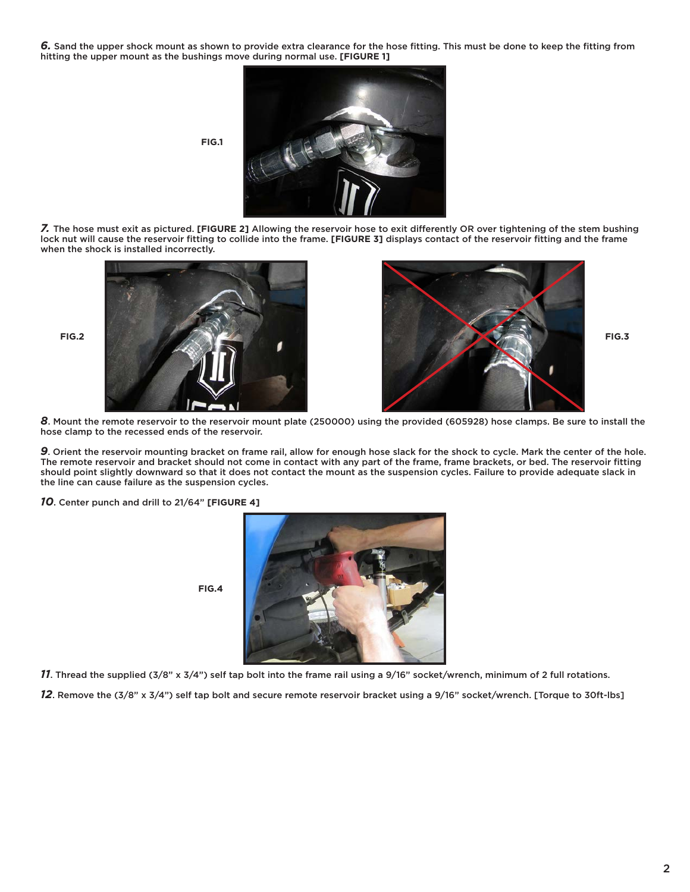***6.*** Sand the upper shock mount as shown to provide extra clearance for the hose fitting. This must be done to keep the fitting from hitting the upper mount as the bushings move during normal use. **[FIGURE 1]**

**FIG.1**

***7.*** The hose must exit as pictured. **[FIGURE 2]** Allowing the reservoir hose to exit differently OR over tightening of the stem bushing lock nut will cause the reservoir fitting to collide into the frame. **[FIGURE 3]** displays contact of the reservoir fitting and the frame when the shock is installed incorrectly.

**FIG.2**

**FIG.3**

***8***. Mount the remote reservoir to the reservoir mount plate (250000) using the provided (605928) hose clamps. Be sure to install the hose clamp to the recessed ends of the reservoir.

***9***. Orient the reservoir mounting bracket on frame rail, allow for enough hose slack for the shock to cycle. Mark the center of the hole. The remote reservoir and bracket should not come in contact with any part of the frame, frame brackets, or bed. The reservoir fitting should point slightly downward so that it does not contact the mount as the suspension cycles. Failure to provide adequate slack in the line can cause failure as the suspension cycles.

***10***. Center punch and drill to 21/64" **[FIGURE 4]**

**FIG.4**

***11***. Thread the supplied (3/8" x 3/4") self tap bolt into the frame rail using a 9/16" socket/wrench, minimum of 2 full rotations.

***12***. Remove the (3/8" x 3/4") self tap bolt and secure remote reservoir bracket using a 9/16" socket/wrench. [Torque to 30ft-lbs]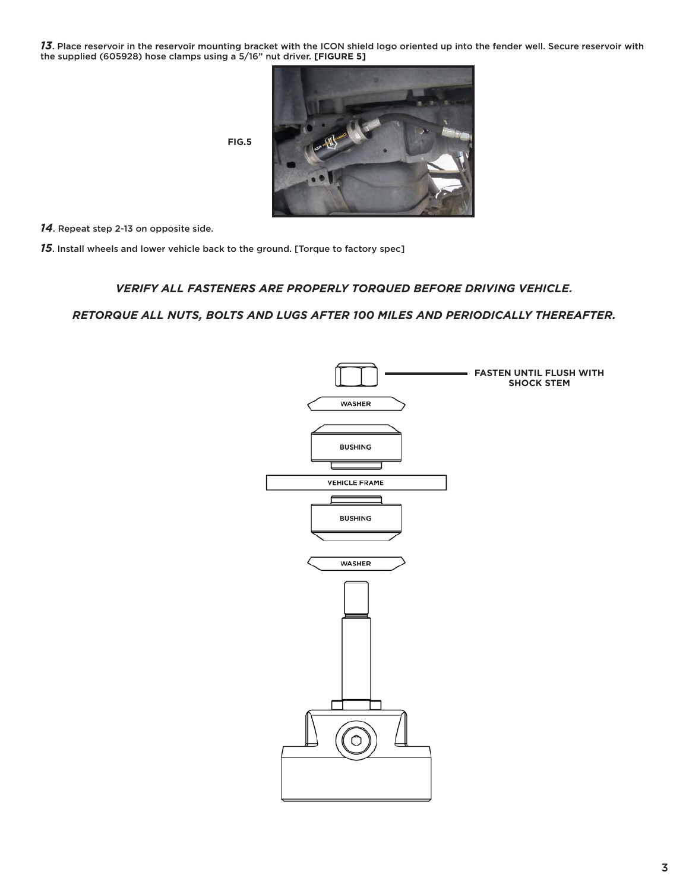***13***. Place reservoir in the reservoir mounting bracket with the ICON shield logo oriented up into the fender well. Secure reservoir with the supplied (605928) hose clamps using a 5/16" nut driver. **[FIGURE 5]**

**FIG.5**

***14***. Repeat step 2-13 on opposite side.

***15***. Install wheels and lower vehicle back to the ground. [Torque to factory spec]

***VERIFY ALL FASTENERS ARE PROPERLY TORQUED BEFORE DRIVING VEHICLE.***

***RETORQUE ALL NUTS, BOLTS AND LUGS AFTER 100 MILES AND PERIODICALLY THEREAFTER.***

**FASTEN UNTIL FLUSH WITH SHOCK STEM**

WASHER

BUSHING

VEHICLE FRAME

BUSHING

WASHER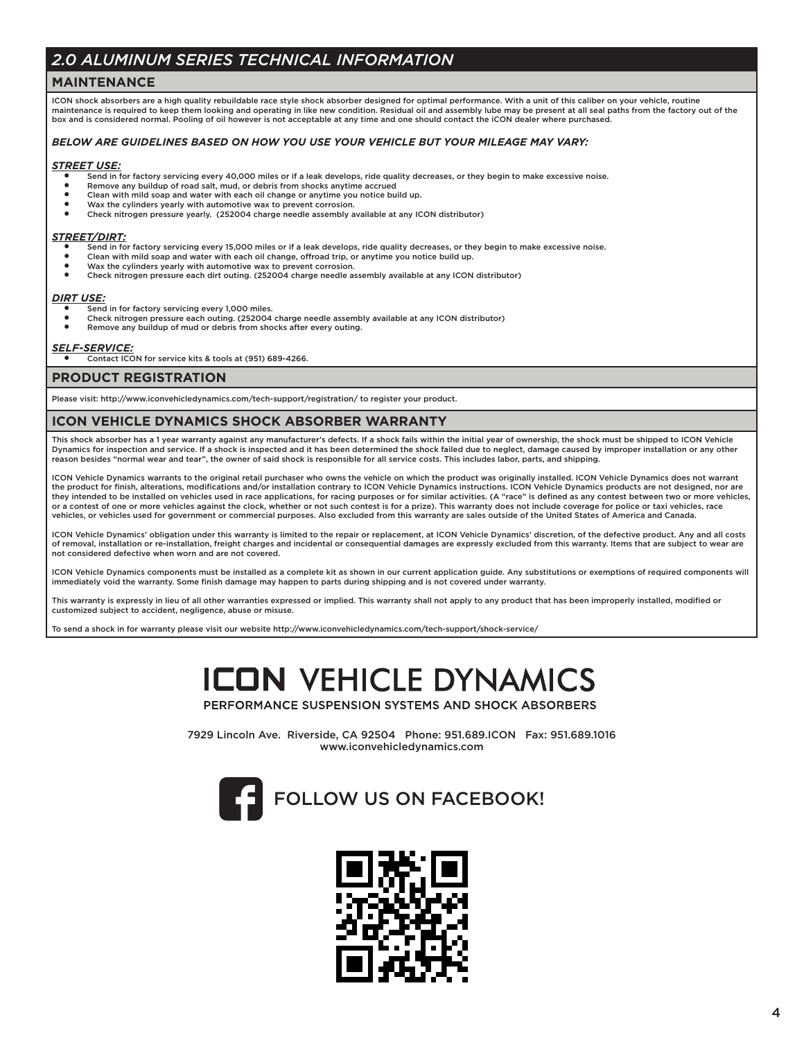# 2.0 ALUMINUM SERIES TECHNICAL INFORMATION

## MAINTENANCE

ICON shock absorbers are a high quality rebuildable race style shock absorber designed for optimal performance. With a unit of this caliber on your vehicle, routine maintenance is required to keep them looking and operating in like new condition. Residual oil and assembly lube may be present at all seal paths from the factory out of the box and is considered normal. Pooling of oil however is not acceptable at any time and one should contact the iCON dealer where purchased.

***BELOW ARE GUIDELINES BASED ON HOW YOU USE YOUR VEHICLE BUT YOUR MILEAGE MAY VARY:***

***STREET USE:***

- Send in for factory servicing every 40,000 miles or if a leak develops, ride quality decreases, or they begin to make excessive noise.
- Remove any buildup of road salt, mud, or debris from shocks anytime accrued
- Clean with mild soap and water with each oil change or anytime you notice build up.
- Wax the cylinders yearly with automotive wax to prevent corrosion.
- Check nitrogen pressure yearly. (252004 charge needle assembly available at any ICON distributor)

***STREET/DIRT:***

- Send in for factory servicing every 15,000 miles or if a leak develops, ride quality decreases, or they begin to make excessive noise.
- Clean with mild soap and water with each oil change, offroad trip, or anytime you notice build up.
- Wax the cylinders yearly with automotive wax to prevent corrosion.
- Check nitrogen pressure each dirt outing. (252004 charge needle assembly available at any ICON distributor)

***DIRT USE:***

- Send in for factory servicing every 1,000 miles.
- Check nitrogen pressure each outing. (252004 charge needle assembly available at any ICON distributor)
- Remove any buildup of mud or debris from shocks after every outing.

***SELF-SERVICE:***

- Contact ICON for service kits & tools at (951) 689-4266.

## PRODUCT REGISTRATION

Please visit: http://www.iconvehicledynamics.com/tech-support/registration/ to register your product.

## ICON VEHICLE DYNAMICS SHOCK ABSORBER WARRANTY

This shock absorber has a 1 year warranty against any manufacturer's defects. If a shock fails within the initial year of ownership, the shock must be shipped to ICON Vehicle Dynamics for inspection and service. If a shock is inspected and it has been determined the shock failed due to neglect, damage caused by improper installation or any other reason besides "normal wear and tear", the owner of said shock is responsible for all service costs. This includes labor, parts, and shipping.

ICON Vehicle Dynamics warrants to the original retail purchaser who owns the vehicle on which the product was originally installed. ICON Vehicle Dynamics does not warrant the product for finish, alterations, modifications and/or installation contrary to ICON Vehicle Dynamics instructions. ICON Vehicle Dynamics products are not designed, nor are they intended to be installed on vehicles used in race applications, for racing purposes or for similar activities. (A "race" is defined as any contest between two or more vehicles, or a contest of one or more vehicles against the clock, whether or not such contest is for a prize). This warranty does not include coverage for police or taxi vehicles, race vehicles, or vehicles used for government or commercial purposes. Also excluded from this warranty are sales outside of the United States of America and Canada.

ICON Vehicle Dynamics' obligation under this warranty is limited to the repair or replacement, at ICON Vehicle Dynamics' discretion, of the defective product. Any and all costs of removal, installation or re-installation, freight charges and incidental or consequential damages are expressly excluded from this warranty. Items that are subject to wear are not considered defective when worn and are not covered.

ICON Vehicle Dynamics components must be installed as a complete kit as shown in our current application guide. Any substitutions or exemptions of required components will immediately void the warranty. Some finish damage may happen to parts during shipping and is not covered under warranty.

This warranty is expressly in lieu of all other warranties expressed or implied. This warranty shall not apply to any product that has been improperly installed, modified or customized subject to accident, negligence, abuse or misuse.

To send a shock in for warranty please visit our website http://www.iconvehicledynamics.com/tech-support/shock-service/

ICON VEHICLE DYNAMICS

PERFORMANCE SUSPENSION SYSTEMS AND SHOCK ABSORBERS

7929 Lincoln Ave. Riverside, CA 92504 Phone: 951.689.ICON Fax: 951.689.1016
www.iconvehicledynamics.com

FOLLOW US ON FACEBOOK!